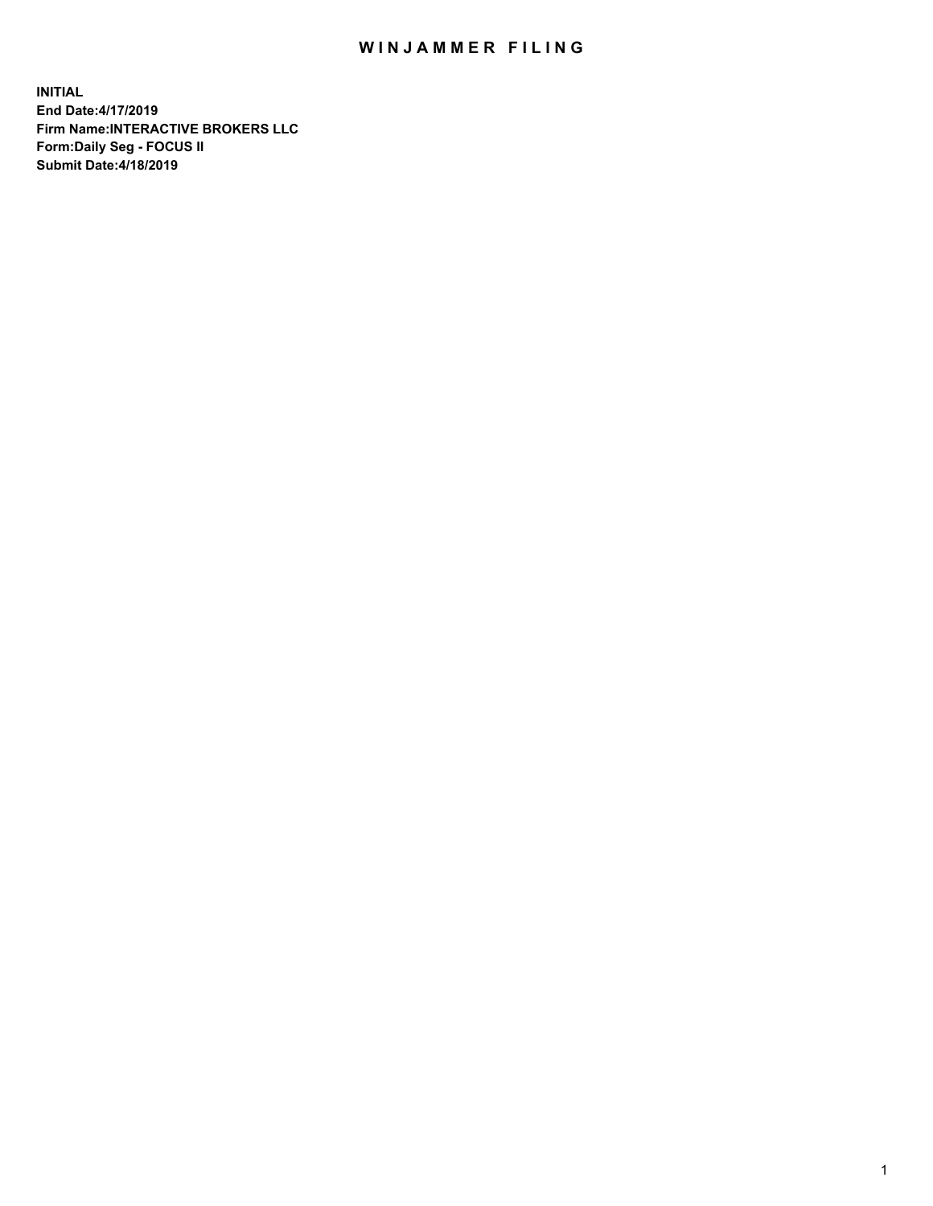# WINJAMMER FILING

**INITIAL**
**End Date:4/17/2019**
**Firm Name:INTERACTIVE BROKERS LLC**
**Form:Daily Seg - FOCUS II**
**Submit Date:4/18/2019**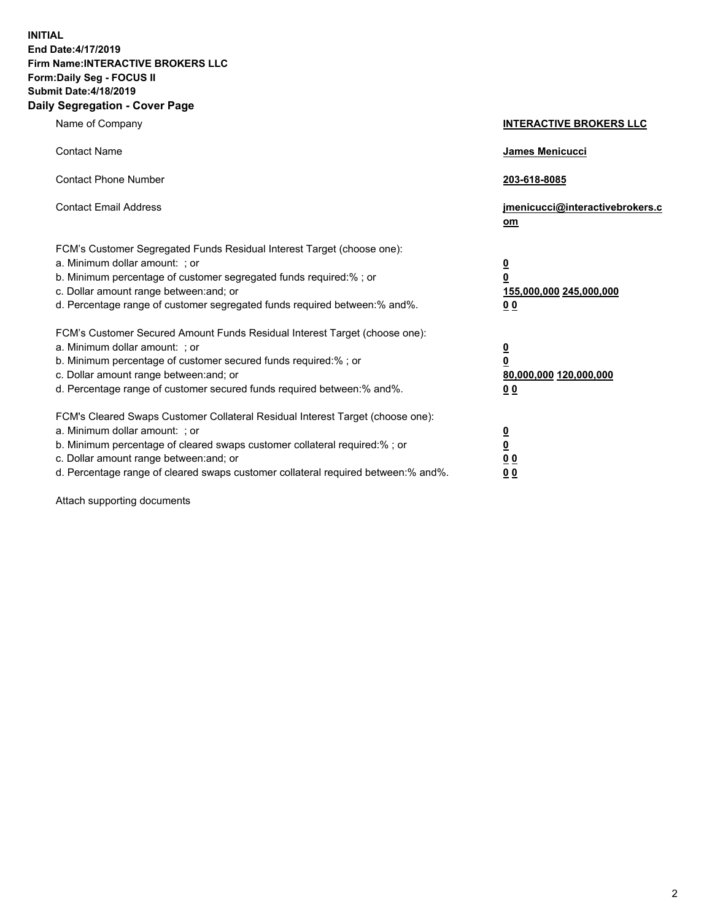**INITIAL**
**End Date:4/17/2019**
**Firm Name:INTERACTIVE BROKERS LLC**
**Form:Daily Seg - FOCUS II**
**Submit Date:4/18/2019**
**Daily Segregation - Cover Page**

| | |
|---|---|
| Name of Company | **INTERACTIVE BROKERS LLC** |
| Contact Name | **James Menicucci** |
| Contact Phone Number | **203-618-8085** |
| Contact Email Address | **jmenicucci@interactivebrokers.com** |
| FCM's Customer Segregated Funds Residual Interest Target (choose one): | |
| a. Minimum dollar amount: ; or | **0** |
| b. Minimum percentage of customer segregated funds required:% ; or | **0** |
| c. Dollar amount range between:and; or | **155,000,000 245,000,000** |
| d. Percentage range of customer segregated funds required between:% and%. | **0 0** |
| FCM's Customer Secured Amount Funds Residual Interest Target (choose one): | |
| a. Minimum dollar amount: ; or | **0** |
| b. Minimum percentage of customer secured funds required:% ; or | **0** |
| c. Dollar amount range between:and; or | **80,000,000 120,000,000** |
| d. Percentage range of customer secured funds required between:% and%. | **0 0** |
| FCM's Cleared Swaps Customer Collateral Residual Interest Target (choose one): | |
| a. Minimum dollar amount: ; or | **0** |
| b. Minimum percentage of cleared swaps customer collateral required:% ; or | **0** |
| c. Dollar amount range between:and; or | **0 0** |
| d. Percentage range of cleared swaps customer collateral required between:% and%. | **0 0** |

Attach supporting documents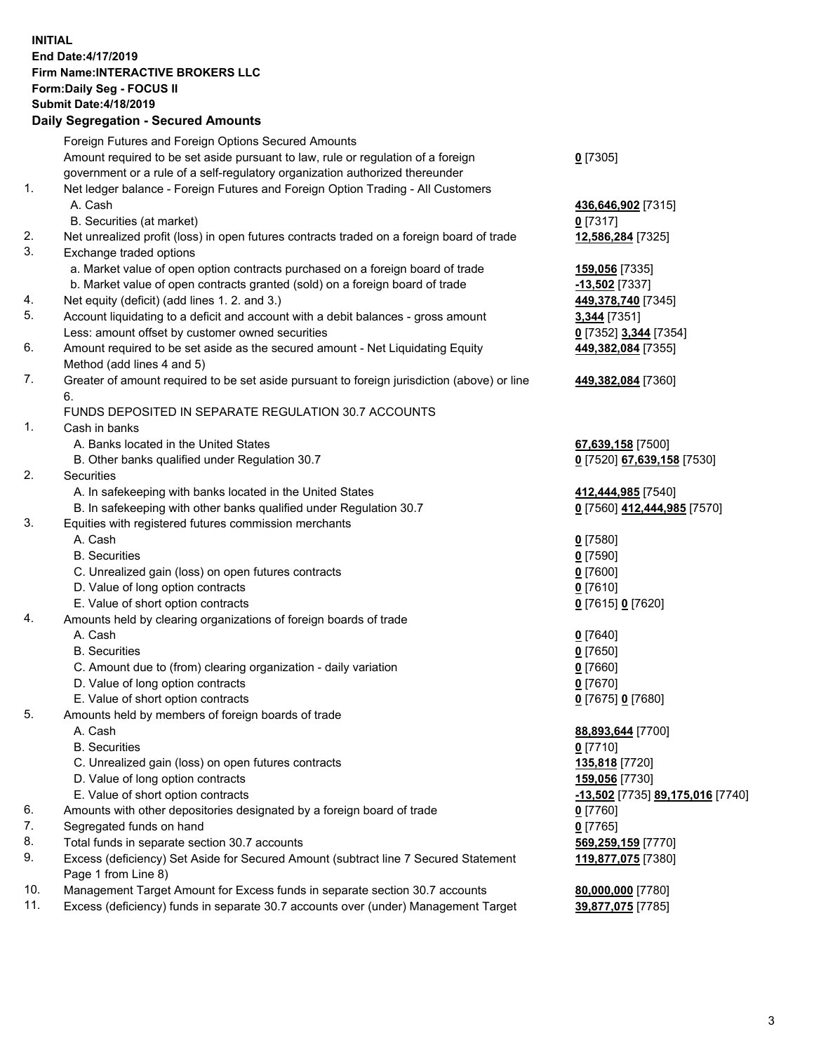**INITIAL**
**End Date:4/17/2019**
**Firm Name:INTERACTIVE BROKERS LLC**
**Form:Daily Seg - FOCUS II**
**Submit Date:4/18/2019**
**Daily Segregation - Secured Amounts**

| | | |
|---|---|---|
| | Foreign Futures and Foreign Options Secured Amounts | |
| | Amount required to be set aside pursuant to law, rule or regulation of a foreign government or a rule of a self-regulatory organization authorized thereunder | **0** [7305] |
| 1. | Net ledger balance - Foreign Futures and Foreign Option Trading - All Customers | |
| | A. Cash | **436,646,902** [7315] |
| | B. Securities (at market) | **0** [7317] |
| 2. | Net unrealized profit (loss) in open futures contracts traded on a foreign board of trade | **12,586,284** [7325] |
| 3. | Exchange traded options | |
| | a. Market value of open option contracts purchased on a foreign board of trade | **159,056** [7335] |
| | b. Market value of open contracts granted (sold) on a foreign board of trade | **-13,502** [7337] |
| 4. | Net equity (deficit) (add lines 1. 2. and 3.) | **449,378,740** [7345] |
| 5. | Account liquidating to a deficit and account with a debit balances - gross amount | **3,344** [7351] |
| | Less: amount offset by customer owned securities | **0** [7352] **3,344** [7354] |
| 6. | Amount required to be set aside as the secured amount - Net Liquidating Equity Method (add lines 4 and 5) | **449,382,084** [7355] |
| 7. | Greater of amount required to be set aside pursuant to foreign jurisdiction (above) or line 6. | **449,382,084** [7360] |
| | FUNDS DEPOSITED IN SEPARATE REGULATION 30.7 ACCOUNTS | |
| 1. | Cash in banks | |
| | A. Banks located in the United States | **67,639,158** [7500] |
| | B. Other banks qualified under Regulation 30.7 | **0** [7520] **67,639,158** [7530] |
| 2. | Securities | |
| | A. In safekeeping with banks located in the United States | **412,444,985** [7540] |
| | B. In safekeeping with other banks qualified under Regulation 30.7 | **0** [7560] **412,444,985** [7570] |
| 3. | Equities with registered futures commission merchants | |
| | A. Cash | **0** [7580] |
| | B. Securities | **0** [7590] |
| | C. Unrealized gain (loss) on open futures contracts | **0** [7600] |
| | D. Value of long option contracts | **0** [7610] |
| | E. Value of short option contracts | **0** [7615] **0** [7620] |
| 4. | Amounts held by clearing organizations of foreign boards of trade | |
| | A. Cash | **0** [7640] |
| | B. Securities | **0** [7650] |
| | C. Amount due to (from) clearing organization - daily variation | **0** [7660] |
| | D. Value of long option contracts | **0** [7670] |
| | E. Value of short option contracts | **0** [7675] **0** [7680] |
| 5. | Amounts held by members of foreign boards of trade | |
| | A. Cash | **88,893,644** [7700] |
| | B. Securities | **0** [7710] |
| | C. Unrealized gain (loss) on open futures contracts | **135,818** [7720] |
| | D. Value of long option contracts | **159,056** [7730] |
| | E. Value of short option contracts | **-13,502** [7735] **89,175,016** [7740] |
| 6. | Amounts with other depositories designated by a foreign board of trade | **0** [7760] |
| 7. | Segregated funds on hand | **0** [7765] |
| 8. | Total funds in separate section 30.7 accounts | **569,259,159** [7770] |
| 9. | Excess (deficiency) Set Aside for Secured Amount (subtract line 7 Secured Statement Page 1 from Line 8) | **119,877,075** [7380] |
| 10. | Management Target Amount for Excess funds in separate section 30.7 accounts | **80,000,000** [7780] |
| 11. | Excess (deficiency) funds in separate 30.7 accounts over (under) Management Target | **39,877,075** [7785] |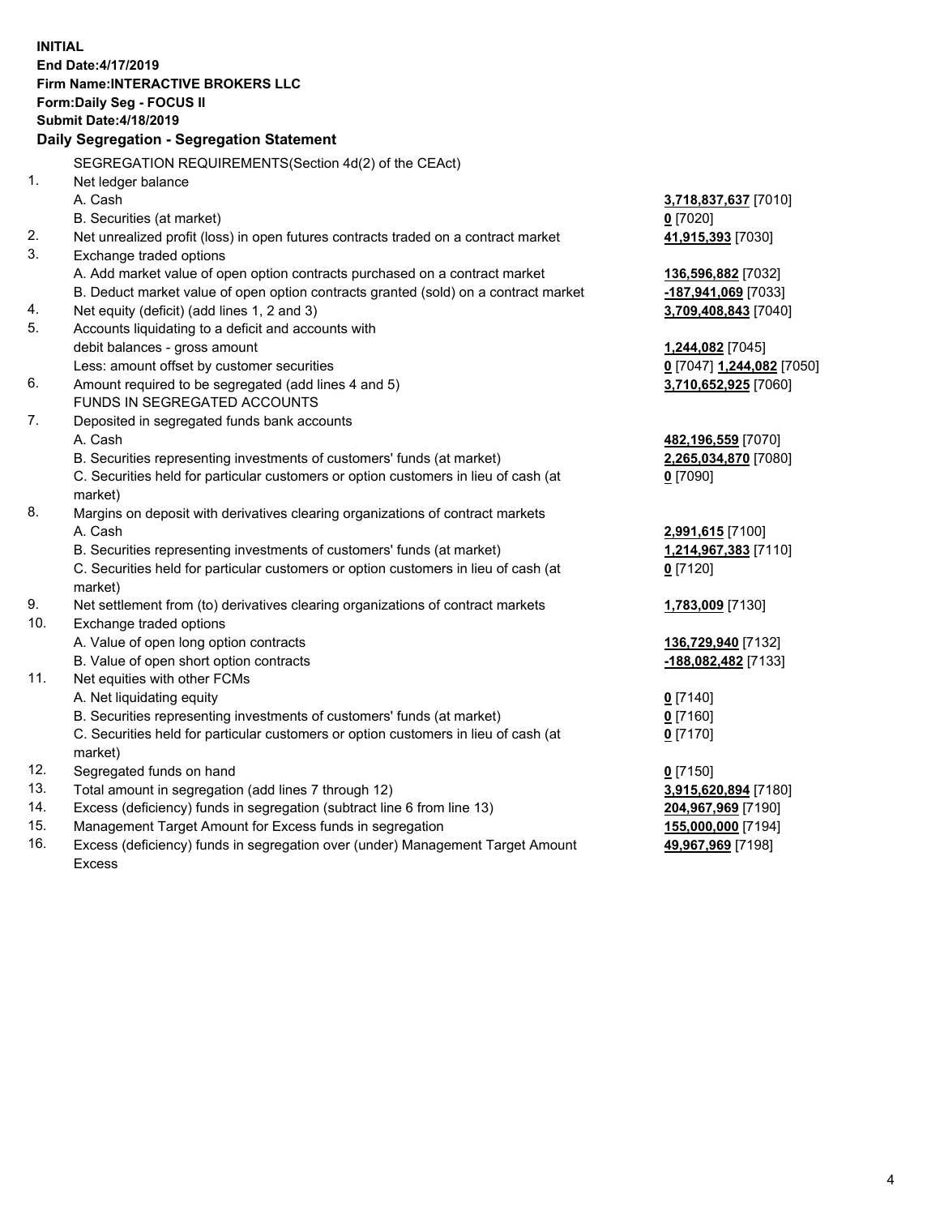**INITIAL**
**End Date:4/17/2019**
**Firm Name:INTERACTIVE BROKERS LLC**
**Form:Daily Seg - FOCUS II**
**Submit Date:4/18/2019**

**Daily Segregation - Segregation Statement**

SEGREGATION REQUIREMENTS(Section 4d(2) of the CEAct)

| | | |
|---|---|---|
| 1. | Net ledger balance | |
| | A. Cash | **3,718,837,637** [7010] |
| | B. Securities (at market) | **0** [7020] |
| 2. | Net unrealized profit (loss) in open futures contracts traded on a contract market | **41,915,393** [7030] |
| 3. | Exchange traded options | |
| | A. Add market value of open option contracts purchased on a contract market | **136,596,882** [7032] |
| | B. Deduct market value of open option contracts granted (sold) on a contract market | **-187,941,069** [7033] |
| 4. | Net equity (deficit) (add lines 1, 2 and 3) | **3,709,408,843** [7040] |
| 5. | Accounts liquidating to a deficit and accounts with | |
| | debit balances - gross amount | **1,244,082** [7045] |
| | Less: amount offset by customer securities | **0** [7047] **1,244,082** [7050] |
| 6. | Amount required to be segregated (add lines 4 and 5) | **3,710,652,925** [7060] |
| | FUNDS IN SEGREGATED ACCOUNTS | |
| 7. | Deposited in segregated funds bank accounts | |
| | A. Cash | **482,196,559** [7070] |
| | B. Securities representing investments of customers' funds (at market) | **2,265,034,870** [7080] |
| | C. Securities held for particular customers or option customers in lieu of cash (at market) | **0** [7090] |
| 8. | Margins on deposit with derivatives clearing organizations of contract markets | |
| | A. Cash | **2,991,615** [7100] |
| | B. Securities representing investments of customers' funds (at market) | **1,214,967,383** [7110] |
| | C. Securities held for particular customers or option customers in lieu of cash (at market) | **0** [7120] |
| 9. | Net settlement from (to) derivatives clearing organizations of contract markets | **1,783,009** [7130] |
| 10. | Exchange traded options | |
| | A. Value of open long option contracts | **136,729,940** [7132] |
| | B. Value of open short option contracts | **-188,082,482** [7133] |
| 11. | Net equities with other FCMs | |
| | A. Net liquidating equity | **0** [7140] |
| | B. Securities representing investments of customers' funds (at market) | **0** [7160] |
| | C. Securities held for particular customers or option customers in lieu of cash (at market) | **0** [7170] |
| 12. | Segregated funds on hand | **0** [7150] |
| 13. | Total amount in segregation (add lines 7 through 12) | **3,915,620,894** [7180] |
| 14. | Excess (deficiency) funds in segregation (subtract line 6 from line 13) | **204,967,969** [7190] |
| 15. | Management Target Amount for Excess funds in segregation | **155,000,000** [7194] |
| 16. | Excess (deficiency) funds in segregation over (under) Management Target Amount Excess | **49,967,969** [7198] |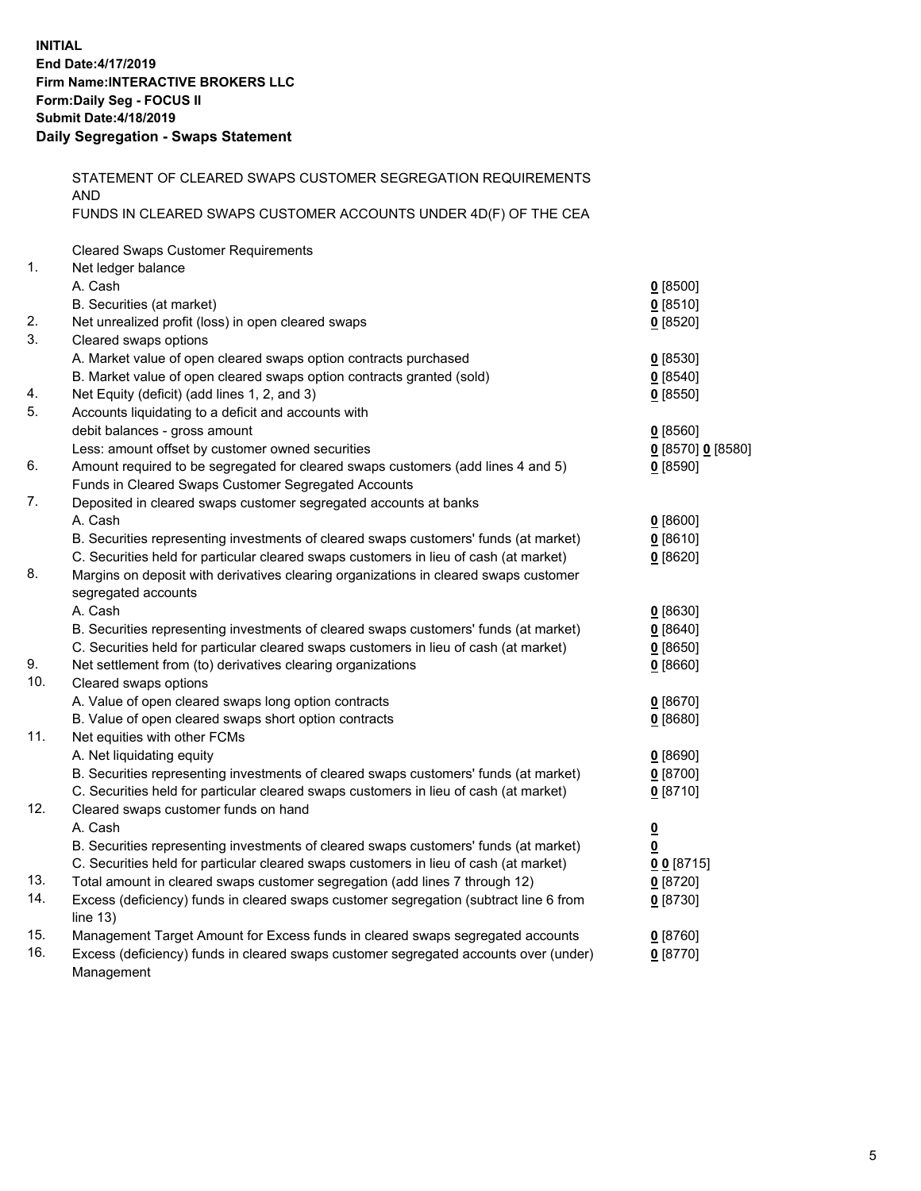**INITIAL**
**End Date:4/17/2019**
**Firm Name:INTERACTIVE BROKERS LLC**
**Form:Daily Seg - FOCUS II**
**Submit Date:4/18/2019**
**Daily Segregation - Swaps Statement**

STATEMENT OF CLEARED SWAPS CUSTOMER SEGREGATION REQUIREMENTS AND FUNDS IN CLEARED SWAPS CUSTOMER ACCOUNTS UNDER 4D(F) OF THE CEA

| | | |
|---|---|---|
| | Cleared Swaps Customer Requirements | |
| 1. | Net ledger balance | |
| | A. Cash | 0 [8500] |
| | B. Securities (at market) | 0 [8510] |
| 2. | Net unrealized profit (loss) in open cleared swaps | 0 [8520] |
| 3. | Cleared swaps options | |
| | A. Market value of open cleared swaps option contracts purchased | 0 [8530] |
| | B. Market value of open cleared swaps option contracts granted (sold) | 0 [8540] |
| 4. | Net Equity (deficit) (add lines 1, 2, and 3) | 0 [8550] |
| 5. | Accounts liquidating to a deficit and accounts with debit balances - gross amount | 0 [8560] |
| | Less: amount offset by customer owned securities | 0 [8570] 0 [8580] |
| 6. | Amount required to be segregated for cleared swaps customers (add lines 4 and 5) | 0 [8590] |
| | Funds in Cleared Swaps Customer Segregated Accounts | |
| 7. | Deposited in cleared swaps customer segregated accounts at banks | |
| | A. Cash | 0 [8600] |
| | B. Securities representing investments of cleared swaps customers' funds (at market) | 0 [8610] |
| | C. Securities held for particular cleared swaps customers in lieu of cash (at market) | 0 [8620] |
| 8. | Margins on deposit with derivatives clearing organizations in cleared swaps customer segregated accounts | |
| | A. Cash | 0 [8630] |
| | B. Securities representing investments of cleared swaps customers' funds (at market) | 0 [8640] |
| | C. Securities held for particular cleared swaps customers in lieu of cash (at market) | 0 [8650] |
| 9. | Net settlement from (to) derivatives clearing organizations | 0 [8660] |
| 10. | Cleared swaps options | |
| | A. Value of open cleared swaps long option contracts | 0 [8670] |
| | B. Value of open cleared swaps short option contracts | 0 [8680] |
| 11. | Net equities with other FCMs | |
| | A. Net liquidating equity | 0 [8690] |
| | B. Securities representing investments of cleared swaps customers' funds (at market) | 0 [8700] |
| | C. Securities held for particular cleared swaps customers in lieu of cash (at market) | 0 [8710] |
| 12. | Cleared swaps customer funds on hand | |
| | A. Cash | 0 |
| | B. Securities representing investments of cleared swaps customers' funds (at market) | 0 |
| | C. Securities held for particular cleared swaps customers in lieu of cash (at market) | 0 0 [8715] |
| 13. | Total amount in cleared swaps customer segregation (add lines 7 through 12) | 0 [8720] |
| 14. | Excess (deficiency) funds in cleared swaps customer segregation (subtract line 6 from line 13) | 0 [8730] |
| 15. | Management Target Amount for Excess funds in cleared swaps segregated accounts | 0 [8760] |
| 16. | Excess (deficiency) funds in cleared swaps customer segregated accounts over (under) Management | 0 [8770] |